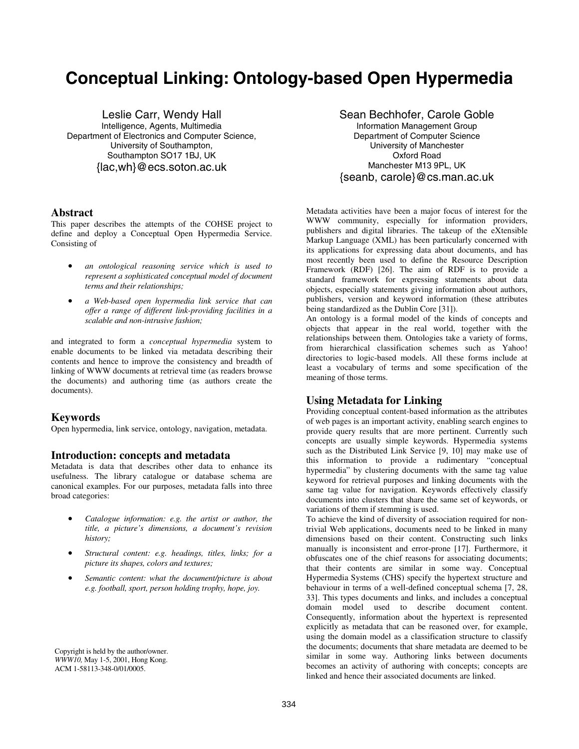# Conceptual Linking: Ontology-based Open Hypermedia

Leslie Carr, Wendy Hall
Intelligence, Agents, Multimedia
Department of Electronics and Computer Science,
University of Southampton,
Southampton SO17 1BJ, UK
{lac,wh}@ecs.soton.ac.uk

Sean Bechhofer, Carole Goble
Information Management Group
Department of Computer Science
University of Manchester
Oxford Road
Manchester M13 9PL, UK
{seanb, carole}@cs.man.ac.uk

## Abstract

This paper describes the attempts of the COHSE project to define and deploy a Conceptual Open Hypermedia Service. Consisting of

- *an ontological reasoning service which is used to represent a sophisticated conceptual model of document terms and their relationships;*
- *a Web-based open hypermedia link service that can offer a range of different link-providing facilities in a scalable and non-intrusive fashion;*

and integrated to form a *conceptual hypermedia* system to enable documents to be linked via metadata describing their contents and hence to improve the consistency and breadth of linking of WWW documents at retrieval time (as readers browse the documents) and authoring time (as authors create the documents).

## Keywords

Open hypermedia, link service, ontology, navigation, metadata.

## Introduction: concepts and metadata

Metadata is data that describes other data to enhance its usefulness. The library catalogue or database schema are canonical examples. For our purposes, metadata falls into three broad categories:

- *Catalogue information: e.g. the artist or author, the title, a picture's dimensions, a document's revision history;*
- *Structural content: e.g. headings, titles, links; for a picture its shapes, colors and textures;*
- *Semantic content: what the document/picture is about e.g. football, sport, person holding trophy, hope, joy.*

Copyright is held by the author/owner.
*WWW10,* May 1-5, 2001, Hong Kong.
ACM 1-58113-348-0/01/0005.

Metadata activities have been a major focus of interest for the WWW community, especially for information providers, publishers and digital libraries. The takeup of the eXtensible Markup Language (XML) has been particularly concerned with its applications for expressing data about documents, and has most recently been used to define the Resource Description Framework (RDF) [26]. The aim of RDF is to provide a standard framework for expressing statements about data objects, especially statements giving information about authors, publishers, version and keyword information (these attributes being standardized as the Dublin Core [31]).

An ontology is a formal model of the kinds of concepts and objects that appear in the real world, together with the relationships between them. Ontologies take a variety of forms, from hierarchical classification schemes such as Yahoo! directories to logic-based models. All these forms include at least a vocabulary of terms and some specification of the meaning of those terms.

## Using Metadata for Linking

Providing conceptual content-based information as the attributes of web pages is an important activity, enabling search engines to provide query results that are more pertinent. Currently such concepts are usually simple keywords. Hypermedia systems such as the Distributed Link Service [9, 10] may make use of this information to provide a rudimentary "conceptual hypermedia" by clustering documents with the same tag value keyword for retrieval purposes and linking documents with the same tag value for navigation. Keywords effectively classify documents into clusters that share the same set of keywords, or variations of them if stemming is used.

To achieve the kind of diversity of association required for non-trivial Web applications, documents need to be linked in many dimensions based on their content. Constructing such links manually is inconsistent and error-prone [17]. Furthermore, it obfuscates one of the chief reasons for associating documents; that their contents are similar in some way. Conceptual Hypermedia Systems (CHS) specify the hypertext structure and behaviour in terms of a well-defined conceptual schema [7, 28, 33]. This types documents and links, and includes a conceptual domain model used to describe document content. Consequently, information about the hypertext is represented explicitly as metadata that can be reasoned over, for example, using the domain model as a classification structure to classify the documents; documents that share metadata are deemed to be similar in some way. Authoring links between documents becomes an activity of authoring with concepts; concepts are linked and hence their associated documents are linked.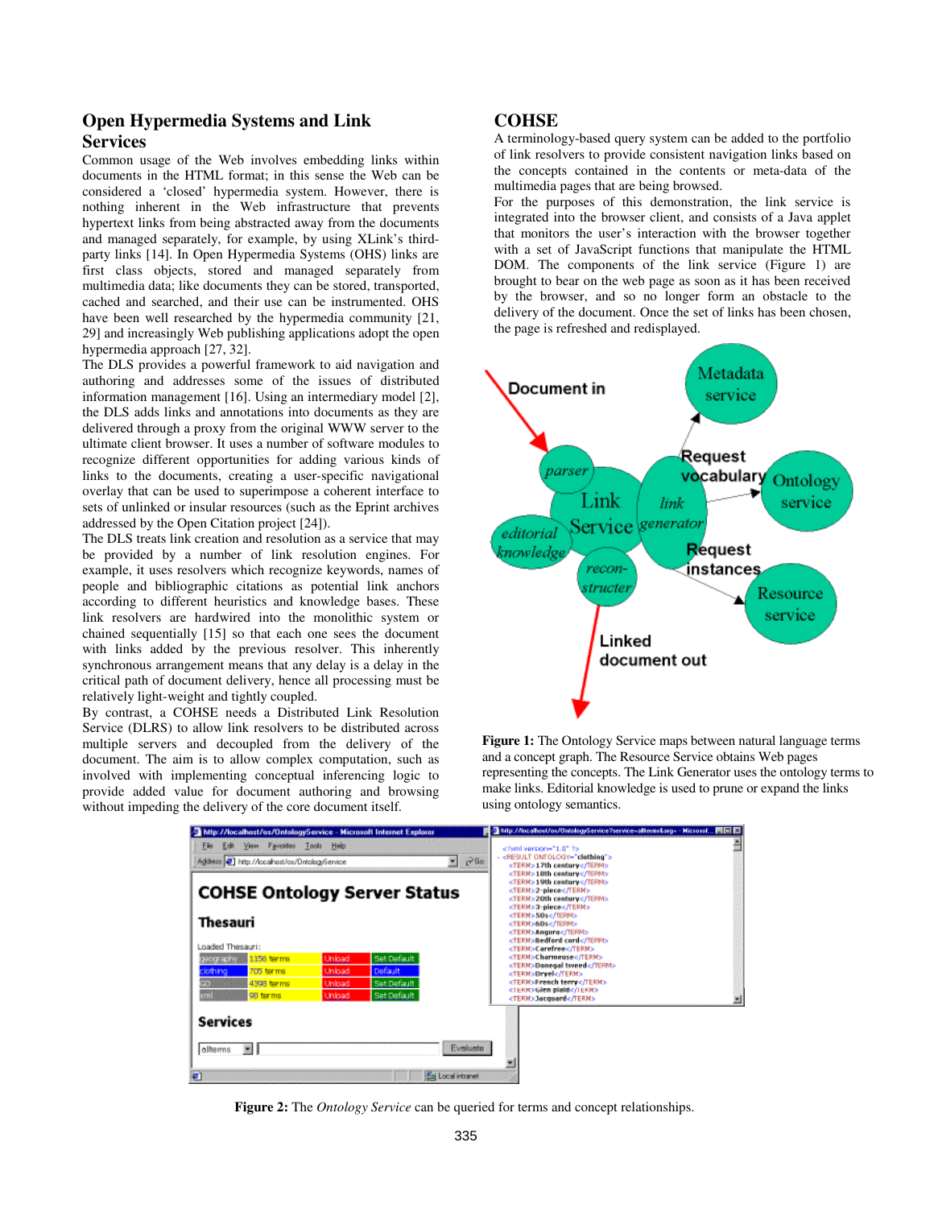## Open Hypermedia Systems and Link Services

Common usage of the Web involves embedding links within documents in the HTML format; in this sense the Web can be considered a 'closed' hypermedia system. However, there is nothing inherent in the Web infrastructure that prevents hypertext links from being abstracted away from the documents and managed separately, for example, by using XLink's third-party links [14]. In Open Hypermedia Systems (OHS) links are first class objects, stored and managed separately from multimedia data; like documents they can be stored, transported, cached and searched, and their use can be instrumented. OHS have been well researched by the hypermedia community [21, 29] and increasingly Web publishing applications adopt the open hypermedia approach [27, 32].

The DLS provides a powerful framework to aid navigation and authoring and addresses some of the issues of distributed information management [16]. Using an intermediary model [2], the DLS adds links and annotations into documents as they are delivered through a proxy from the original WWW server to the ultimate client browser. It uses a number of software modules to recognize different opportunities for adding various kinds of links to the documents, creating a user-specific navigational overlay that can be used to superimpose a coherent interface to sets of unlinked or insular resources (such as the Eprint archives addressed by the Open Citation project [24]).

The DLS treats link creation and resolution as a service that may be provided by a number of link resolution engines. For example, it uses resolvers which recognize keywords, names of people and bibliographic citations as potential link anchors according to different heuristics and knowledge bases. These link resolvers are hardwired into the monolithic system or chained sequentially [15] so that each one sees the document with links added by the previous resolver. This inherently synchronous arrangement means that any delay is a delay in the critical path of document delivery, hence all processing must be relatively light-weight and tightly coupled.

By contrast, a COHSE needs a Distributed Link Resolution Service (DLRS) to allow link resolvers to be distributed across multiple servers and decoupled from the delivery of the document. The aim is to allow complex computation, such as involved with implementing conceptual inferencing logic to provide added value for document authoring and browsing without impeding the delivery of the core document itself.

## COHSE

A terminology-based query system can be added to the portfolio of link resolvers to provide consistent navigation links based on the concepts contained in the contents or meta-data of the multimedia pages that are being browsed.

For the purposes of this demonstration, the link service is integrated into the browser client, and consists of a Java applet that monitors the user's interaction with the browser together with a set of JavaScript functions that manipulate the HTML DOM. The components of the link service (Figure 1) are brought to bear on the web page as soon as it has been received by the browser, and so no longer form an obstacle to the delivery of the document. Once the set of links has been chosen, the page is refreshed and redisplayed.

**Figure 1:** The Ontology Service maps between natural language terms and a concept graph. The Resource Service obtains Web pages representing the concepts. The Link Generator uses the ontology terms to make links. Editorial knowledge is used to prune or expand the links using ontology semantics.

**Figure 2:** The *Ontology Service* can be queried for terms and concept relationships.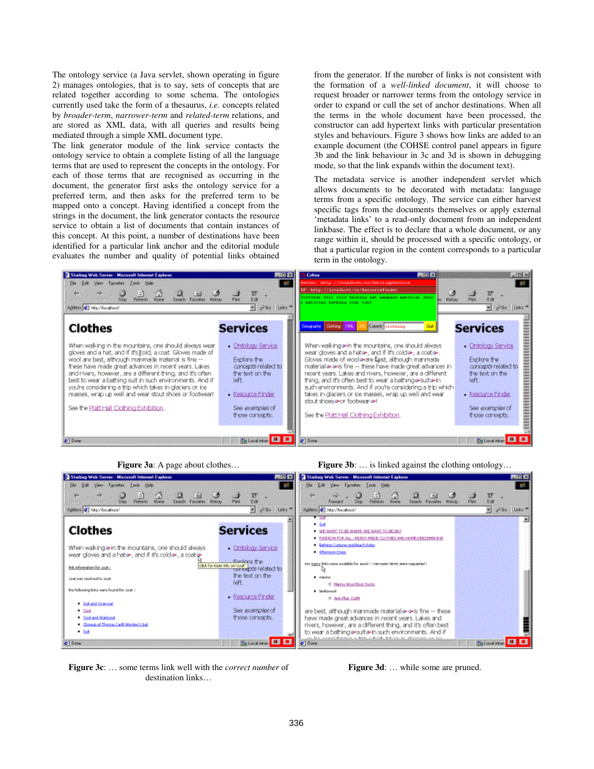The ontology service (a Java servlet, shown operating in figure 2) manages ontologies, that is to say, sets of concepts that are related together according to some schema. The ontologies currently used take the form of a thesaurus, *i.e.* concepts related by *broader-term*, *narrower-term* and *related-term* relations, and are stored as XML data, with all queries and results being mediated through a simple XML document type.

The link generator module of the link service contacts the ontology service to obtain a complete listing of all the language terms that are used to represent the concepts in the ontology. For each of those terms that are recognised as occurring in the document, the generator first asks the ontology service for a preferred term, and then asks for the preferred term to be mapped onto a concept. Having identified a concept from the strings in the document, the link generator contacts the resource service to obtain a list of documents that contain instances of this concept. At this point, a number of destinations have been identified for a particular link anchor and the editorial module evaluates the number and quality of potential links obtained from the generator. If the number of links is not consistent with the formation of a *well-linked document*, it will choose to request broader or narrower terms from the ontology service in order to expand or cull the set of anchor destinations. When all the terms in the whole document have been processed, the constructor can add hypertext links with particular presentation styles and behaviours. Figure 3 shows how links are added to an example document (the COHSE control panel appears in figure 3b and the link behaviour in 3c and 3d is shown in debugging mode, so that the link expands within the document text).

The metadata service is another independent servlet which allows documents to be decorated with metadata: language terms from a specific ontology. The service can either harvest specific tags from the documents themselves or apply external 'metadata links' to a read-only document from an independent linkbase. The effect is to declare that a whole document, or any range within it, should be processed with a specific ontology, or that a particular region in the content corresponds to a particular term in the ontology.

**Figure 3a**: A page about clothes…

**Figure 3b**: … is linked against the clothing ontology…

**Figure 3c**: … some terms link well with the *correct number* of destination links…

**Figure 3d**: … while some are pruned.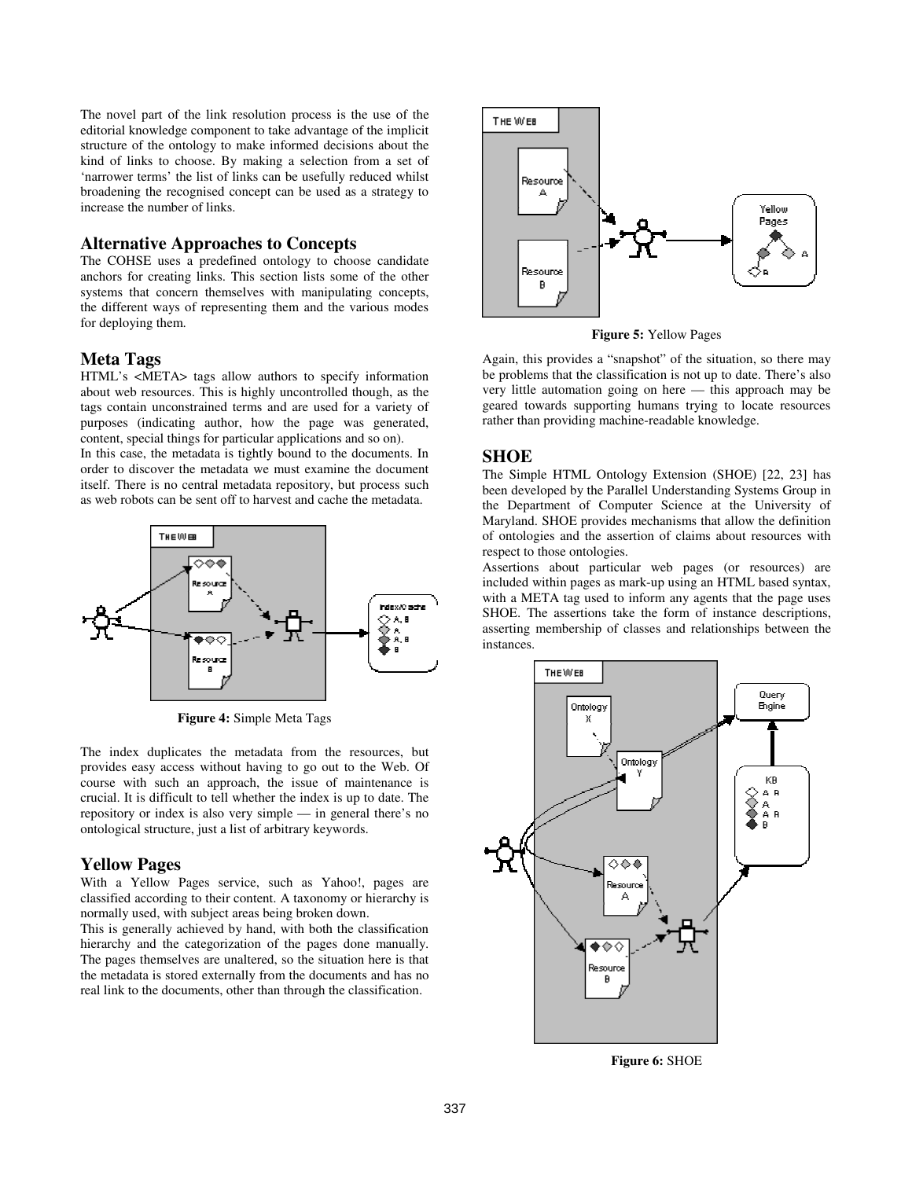The novel part of the link resolution process is the use of the editorial knowledge component to take advantage of the implicit structure of the ontology to make informed decisions about the kind of links to choose. By making a selection from a set of 'narrower terms' the list of links can be usefully reduced whilst broadening the recognised concept can be used as a strategy to increase the number of links.

## Alternative Approaches to Concepts

The COHSE uses a predefined ontology to choose candidate anchors for creating links. This section lists some of the other systems that concern themselves with manipulating concepts, the different ways of representing them and the various modes for deploying them.

## Meta Tags

HTML's <META> tags allow authors to specify information about web resources. This is highly uncontrolled though, as the tags contain unconstrained terms and are used for a variety of purposes (indicating author, how the page was generated, content, special things for particular applications and so on).

In this case, the metadata is tightly bound to the documents. In order to discover the metadata we must examine the document itself. There is no central metadata repository, but process such as web robots can be sent off to harvest and cache the metadata.

THE WEB
Resource A
Resource B
Index/Cache
A, B
A
A, B
B

**Figure 4:** Simple Meta Tags

The index duplicates the metadata from the resources, but provides easy access without having to go out to the Web. Of course with such an approach, the issue of maintenance is crucial. It is difficult to tell whether the index is up to date. The repository or index is also very simple — in general there's no ontological structure, just a list of arbitrary keywords.

## Yellow Pages

With a Yellow Pages service, such as Yahoo!, pages are classified according to their content. A taxonomy or hierarchy is normally used, with subject areas being broken down.

This is generally achieved by hand, with both the classification hierarchy and the categorization of the pages done manually. The pages themselves are unaltered, so the situation here is that the metadata is stored externally from the documents and has no real link to the documents, other than through the classification.

THE WEB
Resource A
Resource B
Yellow Pages
A
B

**Figure 5:** Yellow Pages

Again, this provides a "snapshot" of the situation, so there may be problems that the classification is not up to date. There's also very little automation going on here — this approach may be geared towards supporting humans trying to locate resources rather than providing machine-readable knowledge.

## SHOE

The Simple HTML Ontology Extension (SHOE) [22, 23] has been developed by the Parallel Understanding Systems Group in the Department of Computer Science at the University of Maryland. SHOE provides mechanisms that allow the definition of ontologies and the assertion of claims about resources with respect to those ontologies.

Assertions about particular web pages (or resources) are included within pages as mark-up using an HTML based syntax, with a META tag used to inform any agents that the page uses SHOE. The assertions take the form of instance descriptions, asserting membership of classes and relationships between the instances.

THE WEB
Ontology X
Ontology Y
Resource A
Resource B
Query Engine
KB
A, B
A
A, B
B

**Figure 6:** SHOE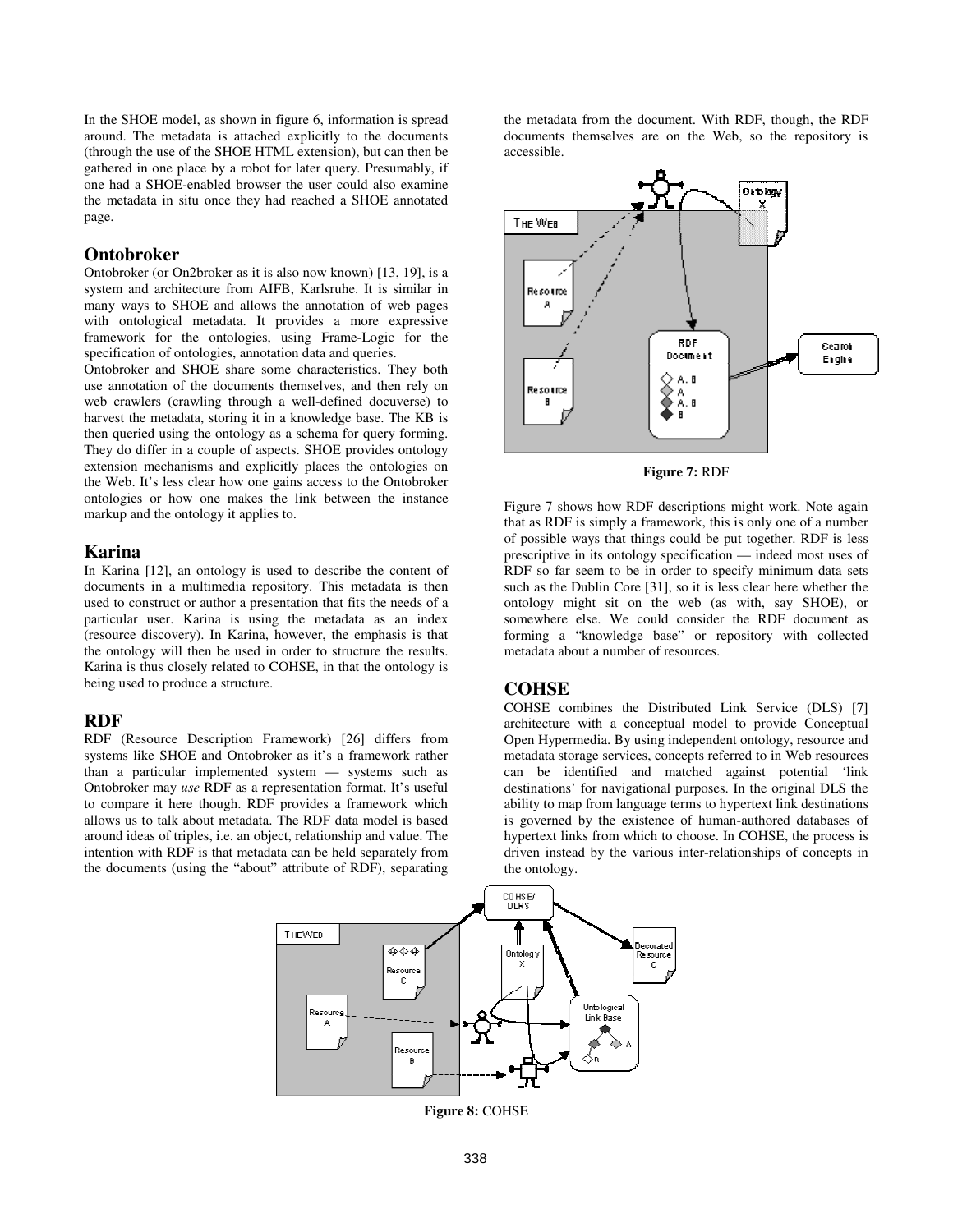In the SHOE model, as shown in figure 6, information is spread around. The metadata is attached explicitly to the documents (through the use of the SHOE HTML extension), but can then be gathered in one place by a robot for later query. Presumably, if one had a SHOE-enabled browser the user could also examine the metadata in situ once they had reached a SHOE annotated page.

## Ontobroker

Ontobroker (or On2broker as it is also now known) [13, 19], is a system and architecture from AIFB, Karlsruhe. It is similar in many ways to SHOE and allows the annotation of web pages with ontological metadata. It provides a more expressive framework for the ontologies, using Frame-Logic for the specification of ontologies, annotation data and queries.

Ontobroker and SHOE share some characteristics. They both use annotation of the documents themselves, and then rely on web crawlers (crawling through a well-defined docuverse) to harvest the metadata, storing it in a knowledge base. The KB is then queried using the ontology as a schema for query forming. They do differ in a couple of aspects. SHOE provides ontology extension mechanisms and explicitly places the ontologies on the Web. It's less clear how one gains access to the Ontobroker ontologies or how one makes the link between the instance markup and the ontology it applies to.

## Karina

In Karina [12], an ontology is used to describe the content of documents in a multimedia repository. This metadata is then used to construct or author a presentation that fits the needs of a particular user. Karina is using the metadata as an index (resource discovery). In Karina, however, the emphasis is that the ontology will then be used in order to structure the results. Karina is thus closely related to COHSE, in that the ontology is being used to produce a structure.

## RDF

RDF (Resource Description Framework) [26] differs from systems like SHOE and Ontobroker as it's a framework rather than a particular implemented system — systems such as Ontobroker may *use* RDF as a representation format. It's useful to compare it here though. RDF provides a framework which allows us to talk about metadata. The RDF data model is based around ideas of triples, i.e. an object, relationship and value. The intention with RDF is that metadata can be held separately from the documents (using the "about" attribute of RDF), separating the metadata from the document. With RDF, though, the RDF documents themselves are on the Web, so the repository is accessible.

THE WEB

Ontology X

Resource A

Resource B

RDF Document

A, B

A

A, B

B

Search Engine

**Figure 7:** RDF

Figure 7 shows how RDF descriptions might work. Note again that as RDF is simply a framework, this is only one of a number of possible ways that things could be put together. RDF is less prescriptive in its ontology specification — indeed most uses of RDF so far seem to be in order to specify minimum data sets such as the Dublin Core [31], so it is less clear here whether the ontology might sit on the web (as with, say SHOE), or somewhere else. We could consider the RDF document as forming a "knowledge base" or repository with collected metadata about a number of resources.

## COHSE

COHSE combines the Distributed Link Service (DLS) [7] architecture with a conceptual model to provide Conceptual Open Hypermedia. By using independent ontology, resource and metadata storage services, concepts referred to in Web resources can be identified and matched against potential 'link destinations' for navigational purposes. In the original DLS the ability to map from language terms to hypertext link destinations is governed by the existence of human-authored databases of hypertext links from which to choose. In COHSE, the process is driven instead by the various inter-relationships of concepts in the ontology.

COHSE/ DLRS

THE WEB

Resource C

Resource A

Resource B

Ontology X

Ontological Link Base

A

B

Decorated Resource C

**Figure 8:** COHSE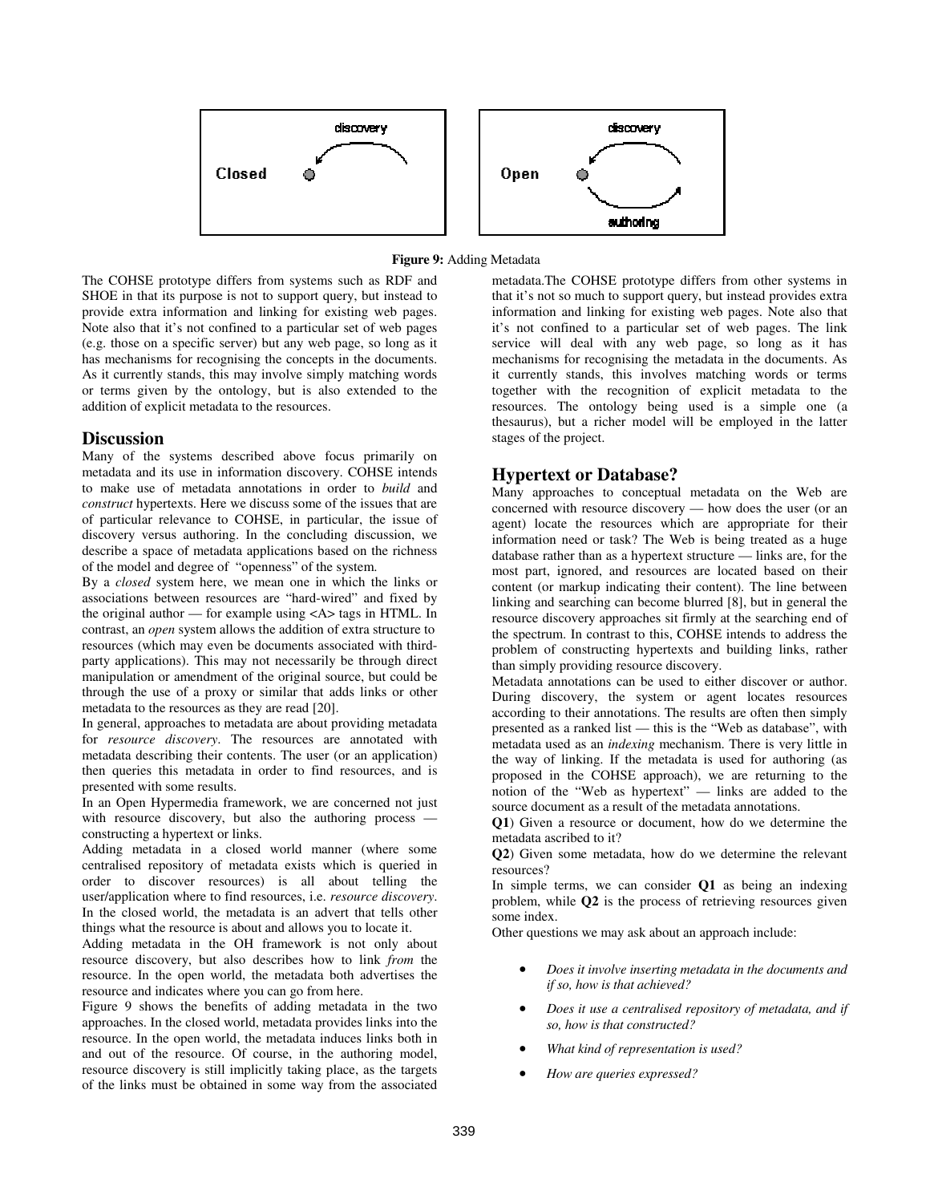Closed

discovery

Open

discovery

authoring

**Figure 9:** Adding Metadata

The COHSE prototype differs from systems such as RDF and SHOE in that its purpose is not to support query, but instead to provide extra information and linking for existing web pages. Note also that it's not confined to a particular set of web pages (e.g. those on a specific server) but any web page, so long as it has mechanisms for recognising the concepts in the documents. As it currently stands, this may involve simply matching words or terms given by the ontology, but is also extended to the addition of explicit metadata to the resources.

## Discussion

Many of the systems described above focus primarily on metadata and its use in information discovery. COHSE intends to make use of metadata annotations in order to *build* and *construct* hypertexts. Here we discuss some of the issues that are of particular relevance to COHSE, in particular, the issue of discovery versus authoring. In the concluding discussion, we describe a space of metadata applications based on the richness of the model and degree of "openness" of the system.

By a *closed* system here, we mean one in which the links or associations between resources are "hard-wired" and fixed by the original author — for example using <A> tags in HTML. In contrast, an *open* system allows the addition of extra structure to resources (which may even be documents associated with third-party applications). This may not necessarily be through direct manipulation or amendment of the original source, but could be through the use of a proxy or similar that adds links or other metadata to the resources as they are read [20].

In general, approaches to metadata are about providing metadata for *resource discovery*. The resources are annotated with metadata describing their contents. The user (or an application) then queries this metadata in order to find resources, and is presented with some results.

In an Open Hypermedia framework, we are concerned not just with resource discovery, but also the authoring process — constructing a hypertext or links.

Adding metadata in a closed world manner (where some centralised repository of metadata exists which is queried in order to discover resources) is all about telling the user/application where to find resources, i.e. *resource discovery*. In the closed world, the metadata is an advert that tells other things what the resource is about and allows you to locate it.

Adding metadata in the OH framework is not only about resource discovery, but also describes how to link *from* the resource. In the open world, the metadata both advertises the resource and indicates where you can go from here.

Figure 9 shows the benefits of adding metadata in the two approaches. In the closed world, metadata provides links into the resource. In the open world, the metadata induces links both in and out of the resource. Of course, in the authoring model, resource discovery is still implicitly taking place, as the targets of the links must be obtained in some way from the associated metadata.The COHSE prototype differs from other systems in that it's not so much to support query, but instead provides extra information and linking for existing web pages. Note also that it's not confined to a particular set of web pages. The link service will deal with any web page, so long as it has mechanisms for recognising the metadata in the documents. As it currently stands, this involves matching words or terms together with the recognition of explicit metadata to the resources. The ontology being used is a simple one (a thesaurus), but a richer model will be employed in the latter stages of the project.

## Hypertext or Database?

Many approaches to conceptual metadata on the Web are concerned with resource discovery — how does the user (or an agent) locate the resources which are appropriate for their information need or task? The Web is being treated as a huge database rather than as a hypertext structure — links are, for the most part, ignored, and resources are located based on their content (or markup indicating their content). The line between linking and searching can become blurred [8], but in general the resource discovery approaches sit firmly at the searching end of the spectrum. In contrast to this, COHSE intends to address the problem of constructing hypertexts and building links, rather than simply providing resource discovery.

Metadata annotations can be used to either discover or author. During discovery, the system or agent locates resources according to their annotations. The results are often then simply presented as a ranked list — this is the "Web as database", with metadata used as an *indexing* mechanism. There is very little in the way of linking. If the metadata is used for authoring (as proposed in the COHSE approach), we are returning to the notion of the "Web as hypertext" — links are added to the source document as a result of the metadata annotations.

**Q1**) Given a resource or document, how do we determine the metadata ascribed to it?

**Q2**) Given some metadata, how do we determine the relevant resources?

In simple terms, we can consider **Q1** as being an indexing problem, while **Q2** is the process of retrieving resources given some index.

Other questions we may ask about an approach include:

- *Does it involve inserting metadata in the documents and if so, how is that achieved?*
- *Does it use a centralised repository of metadata, and if so, how is that constructed?*
- *What kind of representation is used?*
- *How are queries expressed?*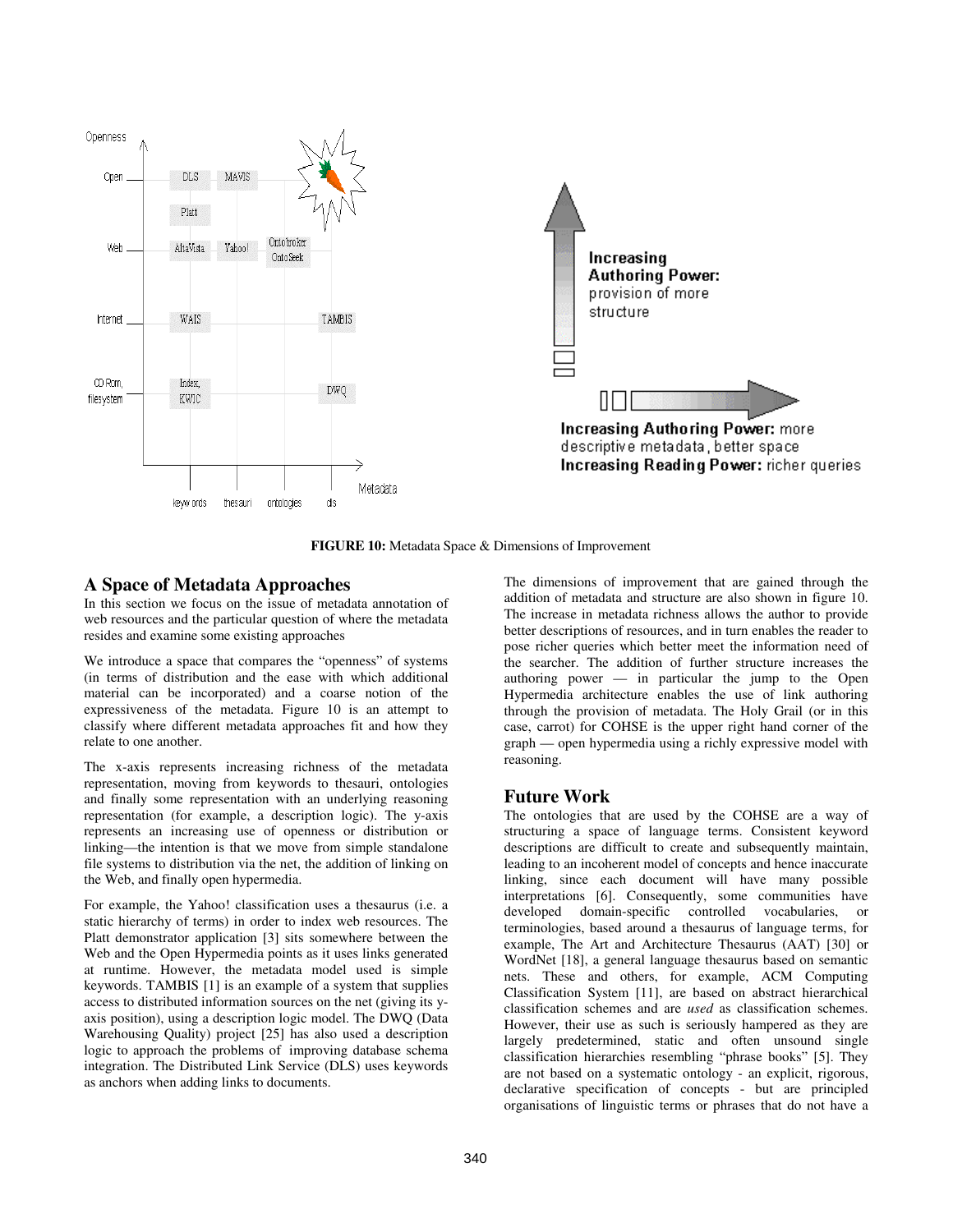**FIGURE 10:** Metadata Space & Dimensions of Improvement

## A Space of Metadata Approaches

In this section we focus on the issue of metadata annotation of web resources and the particular question of where the metadata resides and examine some existing approaches

We introduce a space that compares the "openness" of systems (in terms of distribution and the ease with which additional material can be incorporated) and a coarse notion of the expressiveness of the metadata. Figure 10 is an attempt to classify where different metadata approaches fit and how they relate to one another.

The x-axis represents increasing richness of the metadata representation, moving from keywords to thesauri, ontologies and finally some representation with an underlying reasoning representation (for example, a description logic). The y-axis represents an increasing use of openness or distribution or linking—the intention is that we move from simple standalone file systems to distribution via the net, the addition of linking on the Web, and finally open hypermedia.

For example, the Yahoo! classification uses a thesaurus (i.e. a static hierarchy of terms) in order to index web resources. The Platt demonstrator application [3] sits somewhere between the Web and the Open Hypermedia points as it uses links generated at runtime. However, the metadata model used is simple keywords. TAMBIS [1] is an example of a system that supplies access to distributed information sources on the net (giving its y-axis position), using a description logic model. The DWQ (Data Warehousing Quality) project [25] has also used a description logic to approach the problems of improving database schema integration. The Distributed Link Service (DLS) uses keywords as anchors when adding links to documents.

The dimensions of improvement that are gained through the addition of metadata and structure are also shown in figure 10. The increase in metadata richness allows the author to provide better descriptions of resources, and in turn enables the reader to pose richer queries which better meet the information need of the searcher. The addition of further structure increases the authoring power — in particular the jump to the Open Hypermedia architecture enables the use of link authoring through the provision of metadata. The Holy Grail (or in this case, carrot) for COHSE is the upper right hand corner of the graph — open hypermedia using a richly expressive model with reasoning.

## Future Work

The ontologies that are used by the COHSE are a way of structuring a space of language terms. Consistent keyword descriptions are difficult to create and subsequently maintain, leading to an incoherent model of concepts and hence inaccurate linking, since each document will have many possible interpretations [6]. Consequently, some communities have developed domain-specific controlled vocabularies, or terminologies, based around a thesaurus of language terms, for example, The Art and Architecture Thesaurus (AAT) [30] or WordNet [18], a general language thesaurus based on semantic nets. These and others, for example, ACM Computing Classification System [11], are based on abstract hierarchical classification schemes and are *used* as classification schemes. However, their use as such is seriously hampered as they are largely predetermined, static and often unsound single classification hierarchies resembling "phrase books" [5]. They are not based on a systematic ontology - an explicit, rigorous, declarative specification of concepts - but are principled organisations of linguistic terms or phrases that do not have a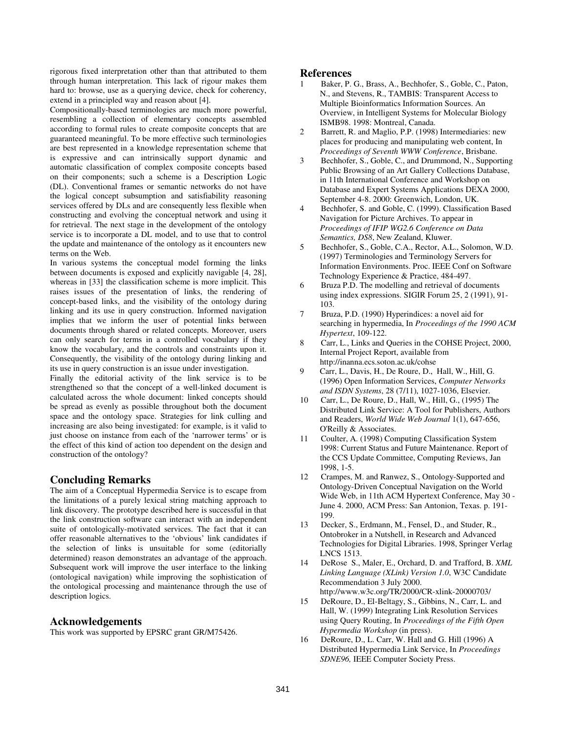rigorous fixed interpretation other than that attributed to them through human interpretation. This lack of rigour makes them hard to: browse, use as a querying device, check for coherency, extend in a principled way and reason about [4].

Compositionally-based terminologies are much more powerful, resembling a collection of elementary concepts assembled according to formal rules to create composite concepts that are guaranteed meaningful. To be more effective such terminologies are best represented in a knowledge representation scheme that is expressive and can intrinsically support dynamic and automatic classification of complex composite concepts based on their components; such a scheme is a Description Logic (DL). Conventional frames or semantic networks do not have the logical concept subsumption and satisfiability reasoning services offered by DLs and are consequently less flexible when constructing and evolving the conceptual network and using it for retrieval. The next stage in the development of the ontology service is to incorporate a DL model, and to use that to control the update and maintenance of the ontology as it encounters new terms on the Web.

In various systems the conceptual model forming the links between documents is exposed and explicitly navigable [4, 28], whereas in [33] the classification scheme is more implicit. This raises issues of the presentation of links, the rendering of concept-based links, and the visibility of the ontology during linking and its use in query construction. Informed navigation implies that we inform the user of potential links between documents through shared or related concepts. Moreover, users can only search for terms in a controlled vocabulary if they know the vocabulary, and the controls and constraints upon it. Consequently, the visibility of the ontology during linking and its use in query construction is an issue under investigation.

Finally the editorial activity of the link service is to be strengthened so that the concept of a well-linked document is calculated across the whole document: linked concepts should be spread as evenly as possible throughout both the document space and the ontology space. Strategies for link culling and increasing are also being investigated: for example, is it valid to just choose on instance from each of the 'narrower terms' or is the effect of this kind of action too dependent on the design and construction of the ontology?

## Concluding Remarks

The aim of a Conceptual Hypermedia Service is to escape from the limitations of a purely lexical string matching approach to link discovery. The prototype described here is successful in that the link construction software can interact with an independent suite of ontologically-motivated services. The fact that it can offer reasonable alternatives to the 'obvious' link candidates if the selection of links is unsuitable for some (editorially determined) reason demonstrates an advantage of the approach. Subsequent work will improve the user interface to the linking (ontological navigation) while improving the sophistication of the ontological processing and maintenance through the use of description logics.

## Acknowledgements

This work was supported by EPSRC grant GR/M75426.

## References

1. Baker, P. G., Brass, A., Bechhofer, S., Goble, C., Paton, N., and Stevens, R., TAMBIS: Transparent Access to Multiple Bioinformatics Information Sources. An Overview, in Intelligent Systems for Molecular Biology ISMB98. 1998: Montreal, Canada.
2. Barrett, R. and Maglio, P.P. (1998) Intermediaries: new places for producing and manipulating web content, In *Proceedings of Seventh WWW Conference*, Brisbane.
3. Bechhofer, S., Goble, C., and Drummond, N., Supporting Public Browsing of an Art Gallery Collections Database, in 11th International Conference and Workshop on Database and Expert Systems Applications DEXA 2000, September 4-8. 2000: Greenwich, London, UK.
4. Bechhofer, S. and Goble, C. (1999). Classification Based Navigation for Picture Archives. To appear in *Proceedings of IFIP WG2.6 Conference on Data Semantics, DS8*, New Zealand, Kluwer.
5. Bechhofer, S., Goble, C.A., Rector, A.L., Solomon, W.D. (1997) Terminologies and Terminology Servers for Information Environments. Proc. IEEE Conf on Software Technology Experience & Practice, 484-497.
6. Bruza P.D. The modelling and retrieval of documents using index expressions. SIGIR Forum 25, 2 (1991), 91-103.
7. Bruza, P.D. (1990) Hyperindices: a novel aid for searching in hypermedia, In *Proceedings of the 1990 ACM Hypertext*, 109-122.
8. Carr, L., Links and Queries in the COHSE Project, 2000, Internal Project Report, available from http://inanna.ecs.soton.ac.uk/cohse
9. Carr, L., Davis, H., De Roure, D., Hall, W., Hill, G. (1996) Open Information Services, *Computer Networks and ISDN Systems*, 28 (7/11), 1027-1036, Elsevier.
10. Carr, L., De Roure, D., Hall, W., Hill, G., (1995) The Distributed Link Service: A Tool for Publishers, Authors and Readers, *World Wide Web Journal* 1(1), 647-656, O'Reilly & Associates.
11. Coulter, A. (1998) Computing Classification System 1998: Current Status and Future Maintenance. Report of the CCS Update Committee, Computing Reviews, Jan 1998, 1-5.
12. Crampes, M. and Ranwez, S., Ontology-Supported and Ontology-Driven Conceptual Navigation on the World Wide Web, in 11th ACM Hypertext Conference, May 30 - June 4. 2000, ACM Press: San Antonion, Texas. p. 191-199.
13. Decker, S., Erdmann, M., Fensel, D., and Studer, R., Ontobroker in a Nutshell, in Research and Advanced Technologies for Digital Libraries. 1998, Springer Verlag LNCS 1513.
14. DeRose S., Maler, E., Orchard, D. and Trafford, B. *XML Linking Language (XLink) Version 1.0*, W3C Candidate Recommendation 3 July 2000. http://www.w3c.org/TR/2000/CR-xlink-20000703/
15. DeRoure, D., El-Beltagy, S., Gibbins, N., Carr, L. and Hall, W. (1999) Integrating Link Resolution Services using Query Routing, In *Proceedings of the Fifth Open Hypermedia Workshop* (in press).
16. DeRoure, D., L. Carr, W. Hall and G. Hill (1996) A Distributed Hypermedia Link Service, In *Proceedings SDNE96,* IEEE Computer Society Press.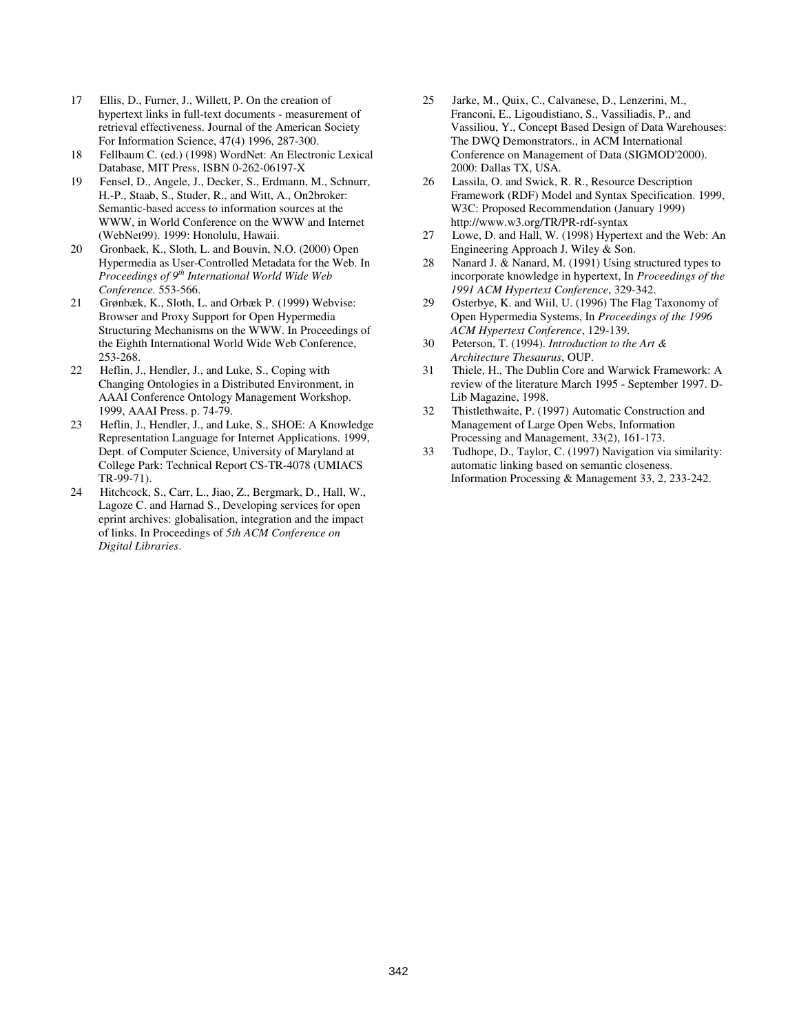17. Ellis, D., Furner, J., Willett, P. On the creation of hypertext links in full-text documents - measurement of retrieval effectiveness. Journal of the American Society For Information Science, 47(4) 1996, 287-300.
18. Fellbaum C. (ed.) (1998) WordNet: An Electronic Lexical Database, MIT Press, ISBN 0-262-06197-X
19. Fensel, D., Angele, J., Decker, S., Erdmann, M., Schnurr, H.-P., Staab, S., Studer, R., and Witt, A., On2broker: Semantic-based access to information sources at the WWW, in World Conference on the WWW and Internet (WebNet99). 1999: Honolulu, Hawaii.
20. Gronbaek, K., Sloth, L. and Bouvin, N.O. (2000) Open Hypermedia as User-Controlled Metadata for the Web. In *Proceedings of 9th International World Wide Web Conference.* 553-566.
21. Grønbæk, K., Sloth, L. and Orbæk P. (1999) Webvise: Browser and Proxy Support for Open Hypermedia Structuring Mechanisms on the WWW. In Proceedings of the Eighth International World Wide Web Conference, 253-268.
22. Heflin, J., Hendler, J., and Luke, S., Coping with Changing Ontologies in a Distributed Environment, in AAAI Conference Ontology Management Workshop. 1999, AAAI Press. p. 74-79.
23. Heflin, J., Hendler, J., and Luke, S., SHOE: A Knowledge Representation Language for Internet Applications. 1999, Dept. of Computer Science, University of Maryland at College Park: Technical Report CS-TR-4078 (UMIACS TR-99-71).
24. Hitchcock, S., Carr, L., Jiao, Z., Bergmark, D., Hall, W., Lagoze C. and Harnad S., Developing services for open eprint archives: globalisation, integration and the impact of links. In Proceedings of *5th ACM Conference on Digital Libraries*.
25. Jarke, M., Quix, C., Calvanese, D., Lenzerini, M., Franconi, E., Ligoudistiano, S., Vassiliadis, P., and Vassiliou, Y., Concept Based Design of Data Warehouses: The DWQ Demonstrators., in ACM International Conference on Management of Data (SIGMOD'2000). 2000: Dallas TX, USA.
26. Lassila, O. and Swick, R. R., Resource Description Framework (RDF) Model and Syntax Specification. 1999, W3C: Proposed Recommendation (January 1999) http://www.w3.org/TR/PR-rdf-syntax
27. Lowe, D. and Hall, W. (1998) Hypertext and the Web: An Engineering Approach J. Wiley & Son.
28. Nanard J. & Nanard, M. (1991) Using structured types to incorporate knowledge in hypertext, In *Proceedings of the 1991 ACM Hypertext Conference*, 329-342.
29. Osterbye, K. and Wiil, U. (1996) The Flag Taxonomy of Open Hypermedia Systems, In *Proceedings of the 1996 ACM Hypertext Conference*, 129-139.
30. Peterson, T. (1994). *Introduction to the Art & Architecture Thesaurus*, OUP.
31. Thiele, H., The Dublin Core and Warwick Framework: A review of the literature March 1995 - September 1997. D-Lib Magazine, 1998.
32. Thistlethwaite, P. (1997) Automatic Construction and Management of Large Open Webs, Information Processing and Management, 33(2), 161-173.
33. Tudhope, D., Taylor, C. (1997) Navigation via similarity: automatic linking based on semantic closeness. Information Processing & Management 33, 2, 233-242.